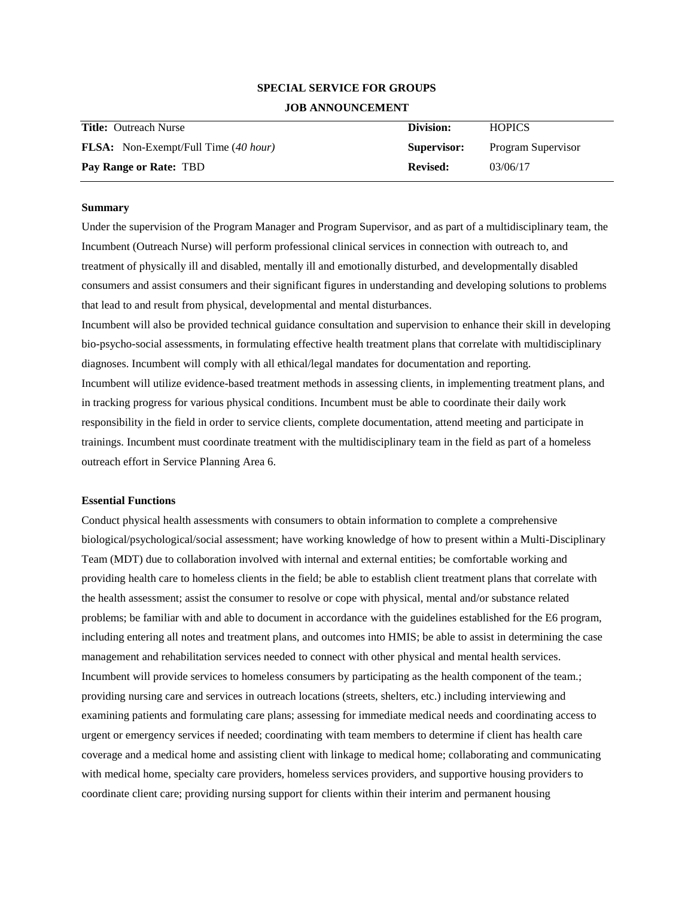**SPECIAL SERVICE FOR GROUPS**

**JOB ANNOUNCEMENT**

| | | | |
|---|---|---|---|
| **Title:** Outreach Nurse | | **Division:** | HOPICS |
| **FLSA:** Non-Exempt/Full Time (*40 hour*) | | **Supervisor:** | Program Supervisor |
| **Pay Range or Rate:** TBD | | **Revised:** | 03/06/17 |

**Summary**

Under the supervision of the Program Manager and Program Supervisor, and as part of a multidisciplinary team, the Incumbent (Outreach Nurse) will perform professional clinical services in connection with outreach to, and treatment of physically ill and disabled, mentally ill and emotionally disturbed, and developmentally disabled consumers and assist consumers and their significant figures in understanding and developing solutions to problems that lead to and result from physical, developmental and mental disturbances.

Incumbent will also be provided technical guidance consultation and supervision to enhance their skill in developing bio-psycho-social assessments, in formulating effective health treatment plans that correlate with multidisciplinary diagnoses. Incumbent will comply with all ethical/legal mandates for documentation and reporting.

Incumbent will utilize evidence-based treatment methods in assessing clients, in implementing treatment plans, and in tracking progress for various physical conditions. Incumbent must be able to coordinate their daily work responsibility in the field in order to service clients, complete documentation, attend meeting and participate in trainings. Incumbent must coordinate treatment with the multidisciplinary team in the field as part of a homeless outreach effort in Service Planning Area 6.

**Essential Functions**

Conduct physical health assessments with consumers to obtain information to complete a comprehensive biological/psychological/social assessment; have working knowledge of how to present within a Multi-Disciplinary Team (MDT) due to collaboration involved with internal and external entities; be comfortable working and providing health care to homeless clients in the field; be able to establish client treatment plans that correlate with the health assessment; assist the consumer to resolve or cope with physical, mental and/or substance related problems; be familiar with and able to document in accordance with the guidelines established for the E6 program, including entering all notes and treatment plans, and outcomes into HMIS; be able to assist in determining the case management and rehabilitation services needed to connect with other physical and mental health services.

Incumbent will provide services to homeless consumers by participating as the health component of the team.; providing nursing care and services in outreach locations (streets, shelters, etc.) including interviewing and examining patients and formulating care plans; assessing for immediate medical needs and coordinating access to urgent or emergency services if needed; coordinating with team members to determine if client has health care coverage and a medical home and assisting client with linkage to medical home; collaborating and communicating with medical home, specialty care providers, homeless services providers, and supportive housing providers to coordinate client care; providing nursing support for clients within their interim and permanent housing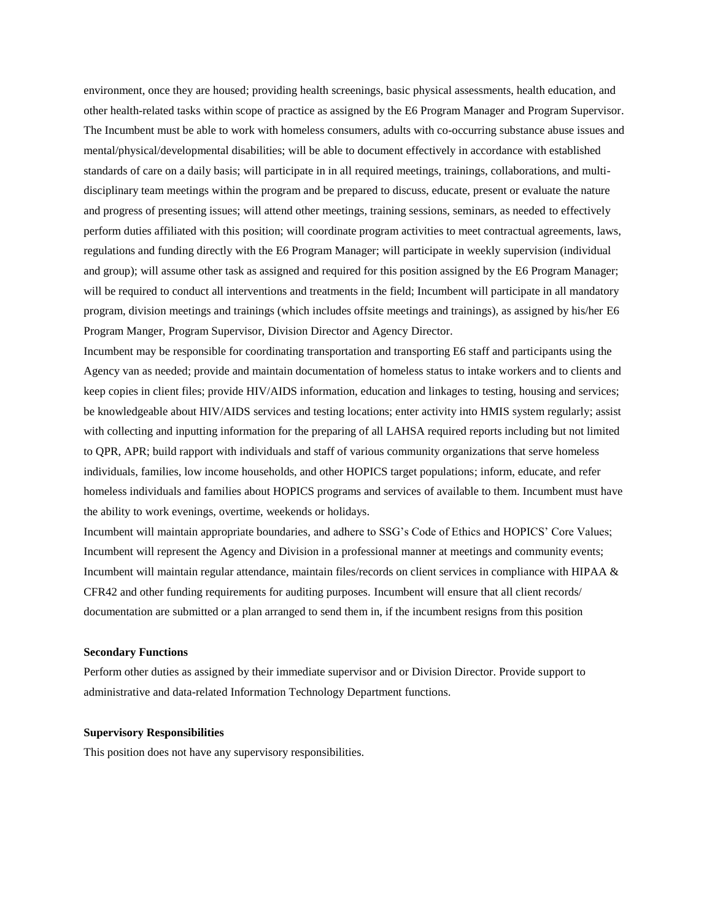environment, once they are housed; providing health screenings, basic physical assessments, health education, and other health-related tasks within scope of practice as assigned by the E6 Program Manager and Program Supervisor. The Incumbent must be able to work with homeless consumers, adults with co-occurring substance abuse issues and mental/physical/developmental disabilities; will be able to document effectively in accordance with established standards of care on a daily basis; will participate in in all required meetings, trainings, collaborations, and multi-disciplinary team meetings within the program and be prepared to discuss, educate, present or evaluate the nature and progress of presenting issues; will attend other meetings, training sessions, seminars, as needed to effectively perform duties affiliated with this position; will coordinate program activities to meet contractual agreements, laws, regulations and funding directly with the E6 Program Manager; will participate in weekly supervision (individual and group); will assume other task as assigned and required for this position assigned by the E6 Program Manager; will be required to conduct all interventions and treatments in the field; Incumbent will participate in all mandatory program, division meetings and trainings (which includes offsite meetings and trainings), as assigned by his/her E6 Program Manger, Program Supervisor, Division Director and Agency Director.

Incumbent may be responsible for coordinating transportation and transporting E6 staff and participants using the Agency van as needed; provide and maintain documentation of homeless status to intake workers and to clients and keep copies in client files; provide HIV/AIDS information, education and linkages to testing, housing and services; be knowledgeable about HIV/AIDS services and testing locations; enter activity into HMIS system regularly; assist with collecting and inputting information for the preparing of all LAHSA required reports including but not limited to QPR, APR; build rapport with individuals and staff of various community organizations that serve homeless individuals, families, low income households, and other HOPICS target populations; inform, educate, and refer homeless individuals and families about HOPICS programs and services of available to them. Incumbent must have the ability to work evenings, overtime, weekends or holidays.

Incumbent will maintain appropriate boundaries, and adhere to SSG's Code of Ethics and HOPICS' Core Values; Incumbent will represent the Agency and Division in a professional manner at meetings and community events; Incumbent will maintain regular attendance, maintain files/records on client services in compliance with HIPAA & CFR42 and other funding requirements for auditing purposes. Incumbent will ensure that all client records/ documentation are submitted or a plan arranged to send them in, if the incumbent resigns from this position

**Secondary Functions**

Perform other duties as assigned by their immediate supervisor and or Division Director. Provide support to administrative and data-related Information Technology Department functions.

**Supervisory Responsibilities**

This position does not have any supervisory responsibilities.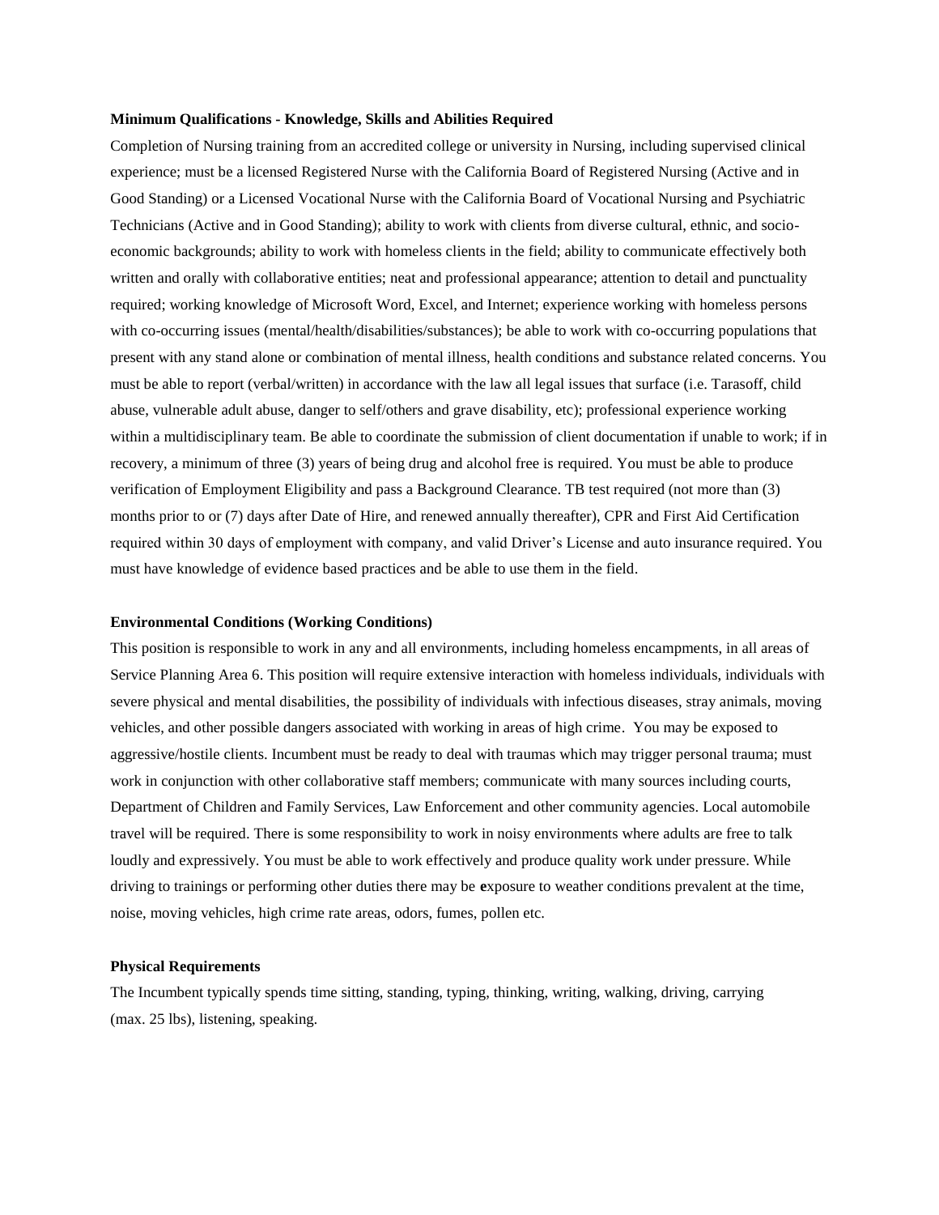**Minimum Qualifications - Knowledge, Skills and Abilities Required**

Completion of Nursing training from an accredited college or university in Nursing, including supervised clinical experience; must be a licensed Registered Nurse with the California Board of Registered Nursing (Active and in Good Standing) or a Licensed Vocational Nurse with the California Board of Vocational Nursing and Psychiatric Technicians (Active and in Good Standing); ability to work with clients from diverse cultural, ethnic, and socio-economic backgrounds; ability to work with homeless clients in the field; ability to communicate effectively both written and orally with collaborative entities; neat and professional appearance; attention to detail and punctuality required; working knowledge of Microsoft Word, Excel, and Internet; experience working with homeless persons with co-occurring issues (mental/health/disabilities/substances); be able to work with co-occurring populations that present with any stand alone or combination of mental illness, health conditions and substance related concerns. You must be able to report (verbal/written) in accordance with the law all legal issues that surface (i.e. Tarasoff, child abuse, vulnerable adult abuse, danger to self/others and grave disability, etc); professional experience working within a multidisciplinary team. Be able to coordinate the submission of client documentation if unable to work; if in recovery, a minimum of three (3) years of being drug and alcohol free is required. You must be able to produce verification of Employment Eligibility and pass a Background Clearance. TB test required (not more than (3) months prior to or (7) days after Date of Hire, and renewed annually thereafter), CPR and First Aid Certification required within 30 days of employment with company, and valid Driver's License and auto insurance required. You must have knowledge of evidence based practices and be able to use them in the field.

**Environmental Conditions (Working Conditions)**

This position is responsible to work in any and all environments, including homeless encampments, in all areas of Service Planning Area 6. This position will require extensive interaction with homeless individuals, individuals with severe physical and mental disabilities, the possibility of individuals with infectious diseases, stray animals, moving vehicles, and other possible dangers associated with working in areas of high crime. You may be exposed to aggressive/hostile clients. Incumbent must be ready to deal with traumas which may trigger personal trauma; must work in conjunction with other collaborative staff members; communicate with many sources including courts, Department of Children and Family Services, Law Enforcement and other community agencies. Local automobile travel will be required. There is some responsibility to work in noisy environments where adults are free to talk loudly and expressively. You must be able to work effectively and produce quality work under pressure. While driving to trainings or performing other duties there may be exposure to weather conditions prevalent at the time, noise, moving vehicles, high crime rate areas, odors, fumes, pollen etc.

**Physical Requirements**

The Incumbent typically spends time sitting, standing, typing, thinking, writing, walking, driving, carrying (max. 25 lbs), listening, speaking.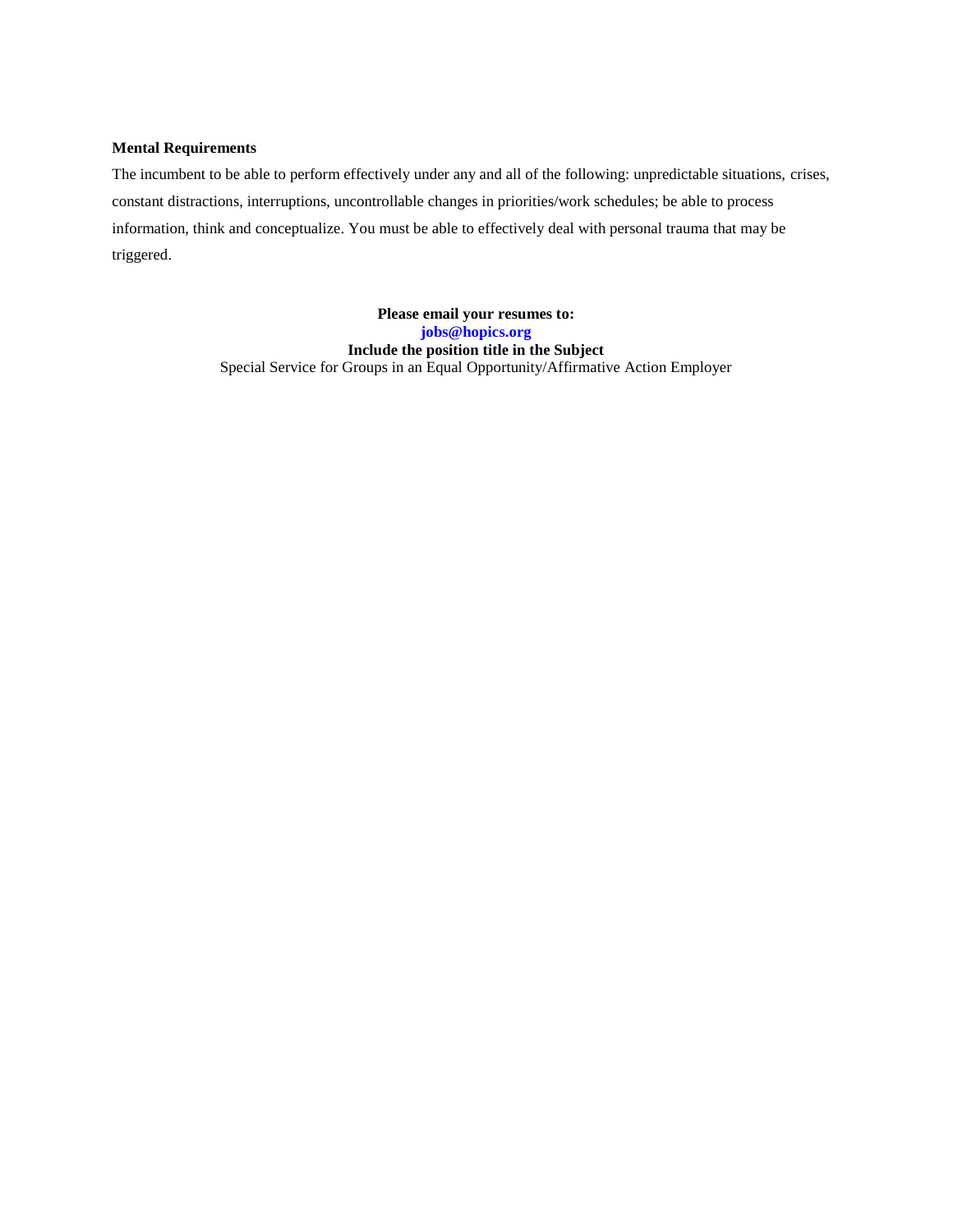**Mental Requirements**

The incumbent to be able to perform effectively under any and all of the following: unpredictable situations, crises, constant distractions, interruptions, uncontrollable changes in priorities/work schedules; be able to process information, think and conceptualize. You must be able to effectively deal with personal trauma that may be triggered.

**Please email your resumes to:**
**jobs@hopics.org**
**Include the position title in the Subject**
Special Service for Groups in an Equal Opportunity/Affirmative Action Employer